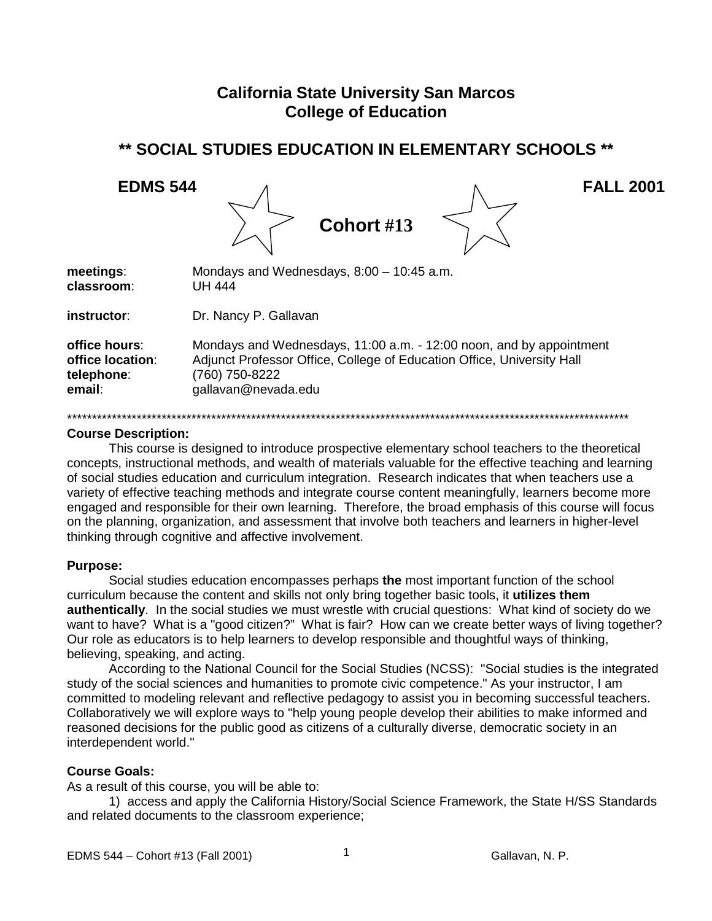# California State University San Marcos
# College of Education

## ** SOCIAL STUDIES EDUCATION IN ELEMENTARY SCHOOLS **

**EDMS 544** **Cohort #13** **FALL 2001**

**meetings**: Mondays and Wednesdays, 8:00 – 10:45 a.m.
**classroom**: UH 444

**instructor**: Dr. Nancy P. Gallavan

**office hours**: Mondays and Wednesdays, 11:00 a.m. - 12:00 noon, and by appointment
**office location**: Adjunct Professor Office, College of Education Office, University Hall
**telephone**: (760) 750-8222
**email**: gallavan@nevada.edu

******************************************************************************************************************

**Course Description:**

This course is designed to introduce prospective elementary school teachers to the theoretical concepts, instructional methods, and wealth of materials valuable for the effective teaching and learning of social studies education and curriculum integration. Research indicates that when teachers use a variety of effective teaching methods and integrate course content meaningfully, learners become more engaged and responsible for their own learning. Therefore, the broad emphasis of this course will focus on the planning, organization, and assessment that involve both teachers and learners in higher-level thinking through cognitive and affective involvement.

**Purpose:**

Social studies education encompasses perhaps **the** most important function of the school curriculum because the content and skills not only bring together basic tools, it **utilizes them authentically**. In the social studies we must wrestle with crucial questions: What kind of society do we want to have? What is a "good citizen?" What is fair? How can we create better ways of living together? Our role as educators is to help learners to develop responsible and thoughtful ways of thinking, believing, speaking, and acting.

According to the National Council for the Social Studies (NCSS): "Social studies is the integrated study of the social sciences and humanities to promote civic competence." As your instructor, I am committed to modeling relevant and reflective pedagogy to assist you in becoming successful teachers. Collaboratively we will explore ways to "help young people develop their abilities to make informed and reasoned decisions for the public good as citizens of a culturally diverse, democratic society in an interdependent world."

**Course Goals:**

As a result of this course, you will be able to:

1) access and apply the California History/Social Science Framework, the State H/SS Standards and related documents to the classroom experience;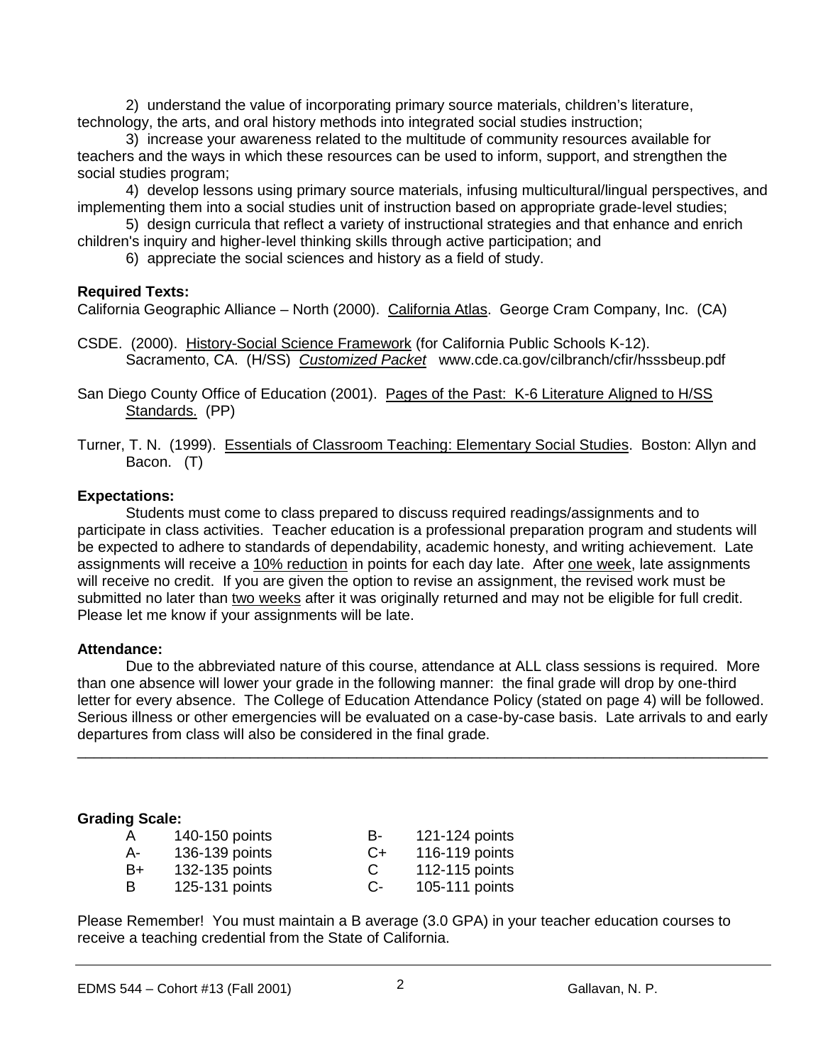2) understand the value of incorporating primary source materials, children's literature, technology, the arts, and oral history methods into integrated social studies instruction;

3) increase your awareness related to the multitude of community resources available for teachers and the ways in which these resources can be used to inform, support, and strengthen the social studies program;

4) develop lessons using primary source materials, infusing multicultural/lingual perspectives, and implementing them into a social studies unit of instruction based on appropriate grade-level studies;

5) design curricula that reflect a variety of instructional strategies and that enhance and enrich children's inquiry and higher-level thinking skills through active participation; and

6) appreciate the social sciences and history as a field of study.

**Required Texts:**

California Geographic Alliance – North (2000). California Atlas. George Cram Company, Inc. (CA)

CSDE. (2000). History-Social Science Framework (for California Public Schools K-12). Sacramento, CA. (H/SS) *Customized Packet* www.cde.ca.gov/cilbranch/cfir/hsssbeup.pdf

San Diego County Office of Education (2001). Pages of the Past: K-6 Literature Aligned to H/SS Standards. (PP)

Turner, T. N. (1999). Essentials of Classroom Teaching: Elementary Social Studies. Boston: Allyn and Bacon. (T)

**Expectations:**

Students must come to class prepared to discuss required readings/assignments and to participate in class activities. Teacher education is a professional preparation program and students will be expected to adhere to standards of dependability, academic honesty, and writing achievement. Late assignments will receive a 10% reduction in points for each day late. After one week, late assignments will receive no credit. If you are given the option to revise an assignment, the revised work must be submitted no later than two weeks after it was originally returned and may not be eligible for full credit. Please let me know if your assignments will be late.

**Attendance:**

Due to the abbreviated nature of this course, attendance at ALL class sessions is required. More than one absence will lower your grade in the following manner: the final grade will drop by one-third letter for every absence. The College of Education Attendance Policy (stated on page 4) will be followed. Serious illness or other emergencies will be evaluated on a case-by-case basis. Late arrivals to and early departures from class will also be considered in the final grade.

---

**Grading Scale:**

| Grade | Points | Grade | Points |
|---|---|---|---|
| A | 140-150 points | B- | 121-124 points |
| A- | 136-139 points | C+ | 116-119 points |
| B+ | 132-135 points | C | 112-115 points |
| B | 125-131 points | C- | 105-111 points |

Please Remember! You must maintain a B average (3.0 GPA) in your teacher education courses to receive a teaching credential from the State of California.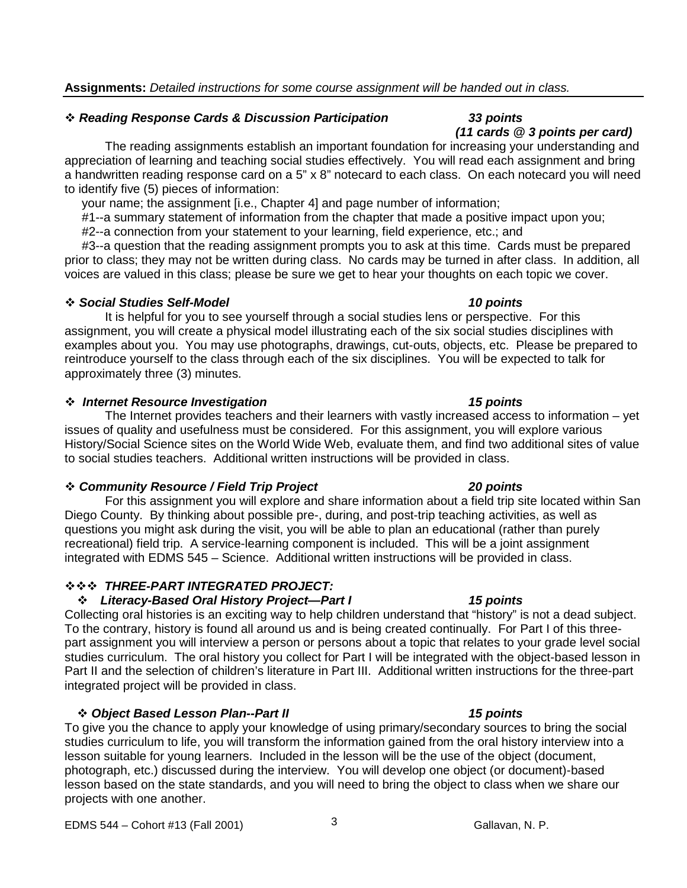**Assignments:** *Detailed instructions for some course assignment will be handed out in class.*

### ❖ *Reading Response Cards & Discussion Participation* — *33 points (11 cards @ 3 points per card)*

The reading assignments establish an important foundation for increasing your understanding and appreciation of learning and teaching social studies effectively. You will read each assignment and bring a handwritten reading response card on a 5" x 8" notecard to each class. On each notecard you will need to identify five (5) pieces of information:

your name; the assignment [i.e., Chapter 4] and page number of information;

#1--a summary statement of information from the chapter that made a positive impact upon you;

#2--a connection from your statement to your learning, field experience, etc.; and

#3--a question that the reading assignment prompts you to ask at this time. Cards must be prepared prior to class; they may not be written during class. No cards may be turned in after class. In addition, all voices are valued in this class; please be sure we get to hear your thoughts on each topic we cover.

### ❖ *Social Studies Self-Model* — *10 points*

It is helpful for you to see yourself through a social studies lens or perspective. For this assignment, you will create a physical model illustrating each of the six social studies disciplines with examples about you. You may use photographs, drawings, cut-outs, objects, etc. Please be prepared to reintroduce yourself to the class through each of the six disciplines. You will be expected to talk for approximately three (3) minutes.

### ❖ *Internet Resource Investigation* — *15 points*

The Internet provides teachers and their learners with vastly increased access to information – yet issues of quality and usefulness must be considered. For this assignment, you will explore various History/Social Science sites on the World Wide Web, evaluate them, and find two additional sites of value to social studies teachers. Additional written instructions will be provided in class.

### ❖ *Community Resource / Field Trip Project* — *20 points*

For this assignment you will explore and share information about a field trip site located within San Diego County. By thinking about possible pre-, during, and post-trip teaching activities, as well as questions you might ask during the visit, you will be able to plan an educational (rather than purely recreational) field trip. A service-learning component is included. This will be a joint assignment integrated with EDMS 545 – Science. Additional written instructions will be provided in class.

### ❖❖❖ *THREE-PART INTEGRATED PROJECT:*

#### ❖ *Literacy-Based Oral History Project—Part I* — *15 points*

Collecting oral histories is an exciting way to help children understand that "history" is not a dead subject. To the contrary, history is found all around us and is being created continually. For Part I of this three-part assignment you will interview a person or persons about a topic that relates to your grade level social studies curriculum. The oral history you collect for Part I will be integrated with the object-based lesson in Part II and the selection of children's literature in Part III. Additional written instructions for the three-part integrated project will be provided in class.

#### ❖ *Object Based Lesson Plan--Part II* — *15 points*

To give you the chance to apply your knowledge of using primary/secondary sources to bring the social studies curriculum to life, you will transform the information gained from the oral history interview into a lesson suitable for young learners. Included in the lesson will be the use of the object (document, photograph, etc.) discussed during the interview. You will develop one object (or document)-based lesson based on the state standards, and you will need to bring the object to class when we share our projects with one another.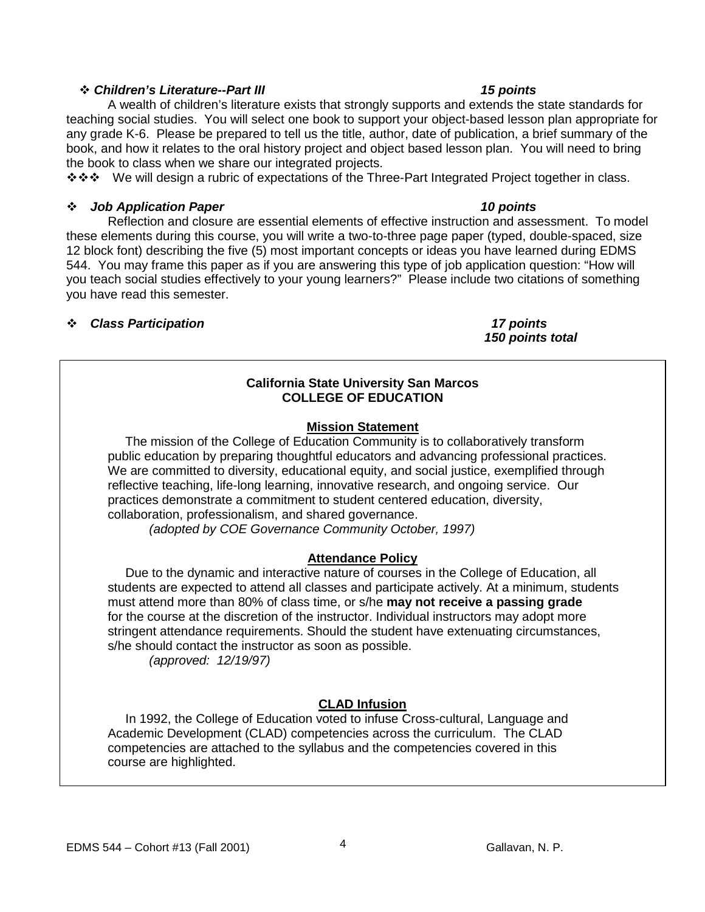❖ ***Children's Literature--Part III*** ***15 points***

A wealth of children's literature exists that strongly supports and extends the state standards for teaching social studies. You will select one book to support your object-based lesson plan appropriate for any grade K-6. Please be prepared to tell us the title, author, date of publication, a brief summary of the book, and how it relates to the oral history project and object based lesson plan. You will need to bring the book to class when we share our integrated projects.

❖❖❖ We will design a rubric of expectations of the Three-Part Integrated Project together in class.

❖ ***Job Application Paper*** ***10 points***

Reflection and closure are essential elements of effective instruction and assessment. To model these elements during this course, you will write a two-to-three page paper (typed, double-spaced, size 12 block font) describing the five (5) most important concepts or ideas you have learned during EDMS 544. You may frame this paper as if you are answering this type of job application question: "How will you teach social studies effectively to your young learners?" Please include two citations of something you have read this semester.

❖ ***Class Participation*** ***17 points***

***150 points total***

**California State University San Marcos**
**COLLEGE OF EDUCATION**

**Mission Statement**

The mission of the College of Education Community is to collaboratively transform public education by preparing thoughtful educators and advancing professional practices. We are committed to diversity, educational equity, and social justice, exemplified through reflective teaching, life-long learning, innovative research, and ongoing service. Our practices demonstrate a commitment to student centered education, diversity, collaboration, professionalism, and shared governance.

*(adopted by COE Governance Community October, 1997)*

**Attendance Policy**

Due to the dynamic and interactive nature of courses in the College of Education, all students are expected to attend all classes and participate actively. At a minimum, students must attend more than 80% of class time, or s/he **may not receive a passing grade** for the course at the discretion of the instructor. Individual instructors may adopt more stringent attendance requirements. Should the student have extenuating circumstances, s/he should contact the instructor as soon as possible.

*(approved: 12/19/97)*

**CLAD Infusion**

In 1992, the College of Education voted to infuse Cross-cultural, Language and Academic Development (CLAD) competencies across the curriculum. The CLAD competencies are attached to the syllabus and the competencies covered in this course are highlighted.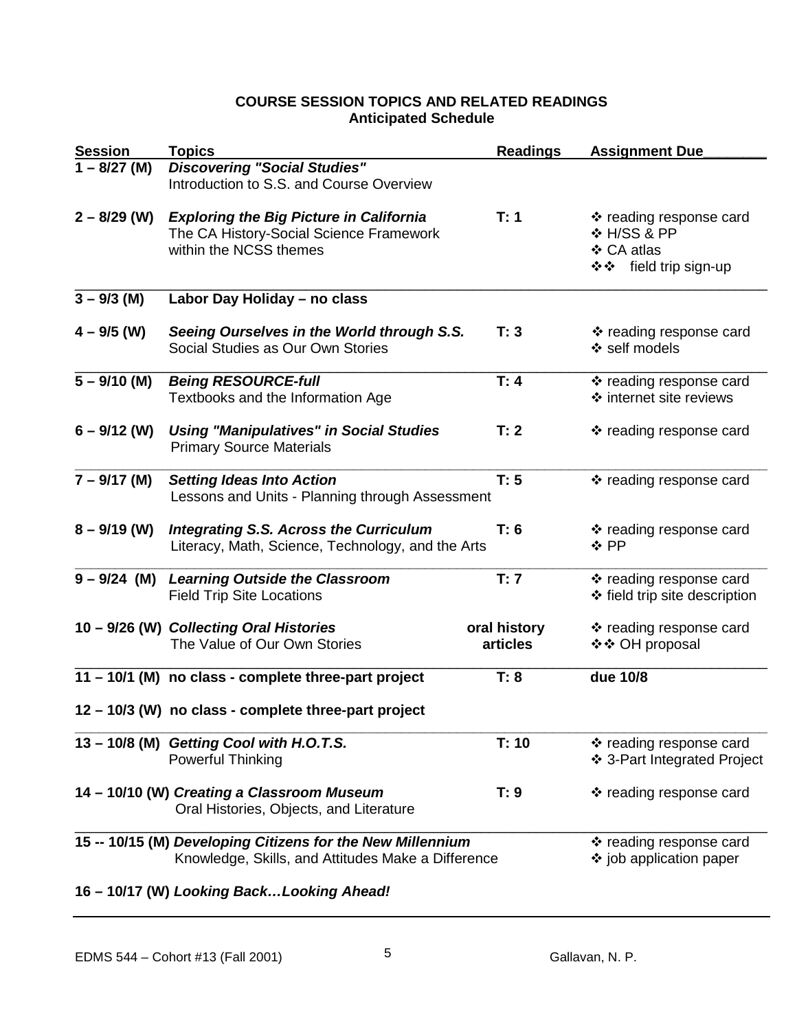**COURSE SESSION TOPICS AND RELATED READINGS**
**Anticipated Schedule**

| Session | Topics | Readings | Assignment Due |
|---|---|---|---|
| 1 – 8/27 (M) | ***Discovering "Social Studies"*** Introduction to S.S. and Course Overview | | |
| 2 – 8/29 (W) | ***Exploring the Big Picture in California*** The CA History-Social Science Framework within the NCSS themes | T: 1 | ❖ reading response card ❖ H/SS & PP ❖ CA atlas ❖❖ field trip sign-up |
| 3 – 9/3 (M) | **Labor Day Holiday – no class** | | |
| 4 – 9/5 (W) | ***Seeing Ourselves in the World through S.S.*** Social Studies as Our Own Stories | T: 3 | ❖ reading response card ❖ self models |
| 5 – 9/10 (M) | ***Being RESOURCE-full*** Textbooks and the Information Age | T: 4 | ❖ reading response card ❖ internet site reviews |
| 6 – 9/12 (W) | ***Using "Manipulatives" in Social Studies*** Primary Source Materials | T: 2 | ❖ reading response card |
| 7 – 9/17 (M) | ***Setting Ideas Into Action*** Lessons and Units - Planning through Assessment | T: 5 | ❖ reading response card |
| 8 – 9/19 (W) | ***Integrating S.S. Across the Curriculum*** Literacy, Math, Science, Technology, and the Arts | T: 6 | ❖ reading response card ❖ PP |
| 9 – 9/24 (M) | ***Learning Outside the Classroom*** Field Trip Site Locations | T: 7 | ❖ reading response card ❖ field trip site description |
| 10 – 9/26 (W) | ***Collecting Oral Histories*** The Value of Our Own Stories | oral history articles | ❖ reading response card ❖❖ OH proposal |
| 11 – 10/1 (M) | **no class - complete three-part project** | T: 8 | due 10/8 |
| 12 – 10/3 (W) | **no class - complete three-part project** | | |
| 13 – 10/8 (M) | ***Getting Cool with H.O.T.S.*** Powerful Thinking | T: 10 | ❖ reading response card ❖ 3-Part Integrated Project |
| 14 – 10/10 (W) | ***Creating a Classroom Museum*** Oral Histories, Objects, and Literature | T: 9 | ❖ reading response card |
| 15 -- 10/15 (M) | ***Developing Citizens for the New Millennium*** Knowledge, Skills, and Attitudes Make a Difference | | ❖ reading response card ❖ job application paper |
| 16 – 10/17 (W) | ***Looking Back…Looking Ahead!*** | | |